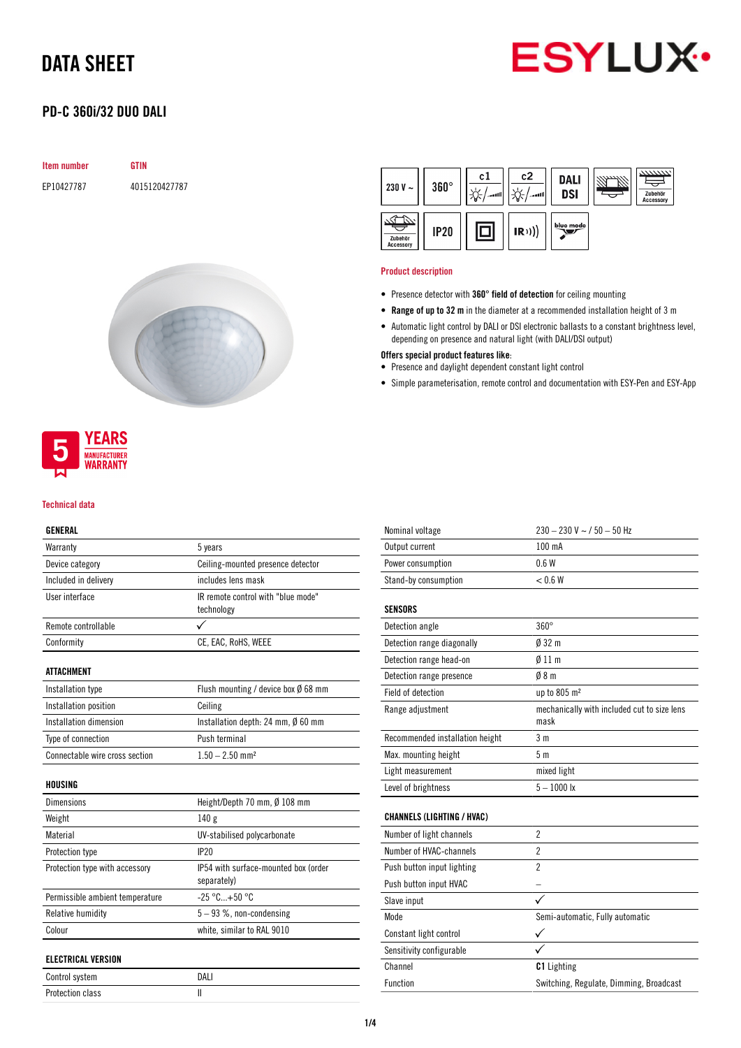# DATA SHEET

## PD-C 360i/32 DUO DALI

| Item number | GTIN |
|---|---|
| EP10427787 | 4015120427787 |

5 YEARS MANUFACTURER WARRANTY

### Product description

- Presence detector with **360° field of detection** for ceiling mounting
- **Range of up to 32 m** in the diameter at a recommended installation height of 3 m
- Automatic light control by DALI or DSI electronic ballasts to a constant brightness level, depending on presence and natural light (with DALI/DSI output)

**Offers special product features like**:
- Presence and daylight dependent constant light control
- Simple parameterisation, remote control and documentation with ESY-Pen and ESY-App

### Technical data

| GENERAL | |
|---|---|
| Warranty | 5 years |
| Device category | Ceiling-mounted presence detector |
| Included in delivery | includes lens mask |
| User interface | IR remote control with "blue mode" technology |
| Remote controllable | ✓ |
| Conformity | CE, EAC, RoHS, WEEE |

| ATTACHMENT | |
|---|---|
| Installation type | Flush mounting / device box Ø 68 mm |
| Installation position | Ceiling |
| Installation dimension | Installation depth: 24 mm, Ø 60 mm |
| Type of connection | Push terminal |
| Connectable wire cross section | 1.50 – 2.50 mm² |

| HOUSING | |
|---|---|
| Dimensions | Height/Depth 70 mm, Ø 108 mm |
| Weight | 140 g |
| Material | UV-stabilised polycarbonate |
| Protection type | IP20 |
| Protection type with accessory | IP54 with surface-mounted box (order separately) |
| Permissible ambient temperature | -25 °C...+50 °C |
| Relative humidity | 5 – 93 %, non-condensing |
| Colour | white, similar to RAL 9010 |

| ELECTRICAL VERSION | |
|---|---|
| Control system | DALI |
| Protection class | II |
| Nominal voltage | 230 – 230 V ~ / 50 – 50 Hz |
| Output current | 100 mA |
| Power consumption | 0.6 W |
| Stand-by consumption | < 0.6 W |

| SENSORS | |
|---|---|
| Detection angle | 360° |
| Detection range diagonally | Ø 32 m |
| Detection range head-on | Ø 11 m |
| Detection range presence | Ø 8 m |
| Field of detection | up to 805 m² |
| Range adjustment | mechanically with included cut to size lens mask |
| Recommended installation height | 3 m |
| Max. mounting height | 5 m |
| Light measurement | mixed light |
| Level of brightness | 5 – 1000 lx |

| CHANNELS (LIGHTING / HVAC) | |
|---|---|
| Number of light channels | 2 |
| Number of HVAC-channels | 2 |
| Push button input lighting | 2 |
| Push button input HVAC | – |
| Slave input | ✓ |
| Mode | Semi-automatic, Fully automatic |
| Constant light control | ✓ |
| Sensitivity configurable | ✓ |
| Channel | **C1** Lighting |
| Function | Switching, Regulate, Dimming, Broadcast |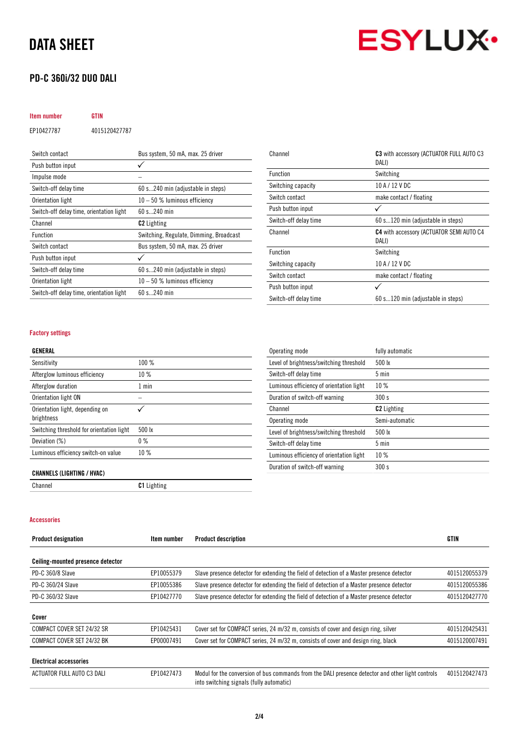# DATA SHEET

## PD-C 360i/32 DUO DALI

| Item number | GTIN |
|---|---|
| EP10427787 | 4015120427787 |

| | |
|---|---|
| Switch contact | Bus system, 50 mA, max. 25 driver |
| Push button input | ✓ |
| Impulse mode | – |
| Switch-off delay time | 60 s...240 min (adjustable in steps) |
| Orientation light | 10 – 50 % luminous efficiency |
| Switch-off delay time, orientation light | 60 s...240 min |
| Channel | **C2** Lighting |
| Function | Switching, Regulate, Dimming, Broadcast |
| Switch contact | Bus system, 50 mA, max. 25 driver |
| Push button input | ✓ |
| Switch-off delay time | 60 s...240 min (adjustable in steps) |
| Orientation light | 10 – 50 % luminous efficiency |
| Switch-off delay time, orientation light | 60 s...240 min |
| Channel | **C3** with accessory (ACTUATOR FULL AUTO C3 DALI) |
| Function | Switching |
| Switching capacity | 10 A / 12 V DC |
| Switch contact | make contact / floating |
| Push button input | ✓ |
| Switch-off delay time | 60 s...120 min (adjustable in steps) |
| Channel | **C4** with accessory (ACTUATOR SEMI AUTO C4 DALI) |
| Function | Switching |
| Switching capacity | 10 A / 12 V DC |
| Switch contact | make contact / floating |
| Push button input | ✓ |
| Switch-off delay time | 60 s...120 min (adjustable in steps) |

### Factory settings

| GENERAL | |
|---|---|
| Sensitivity | 100 % |
| Afterglow luminous efficiency | 10 % |
| Afterglow duration | 1 min |
| Orientation light ON | – |
| Orientation light, depending on brightness | ✓ |
| Switching threshold for orientation light | 500 lx |
| Deviation (%) | 0 % |
| Luminous efficiency switch-on value | 10 % |

| CHANNELS (LIGHTING / HVAC) | |
|---|---|
| Channel | **C1** Lighting |
| Operating mode | fully automatic |
| Level of brightness/switching threshold | 500 lx |
| Switch-off delay time | 5 min |
| Luminous efficiency of orientation light | 10 % |
| Duration of switch-off warning | 300 s |
| Channel | **C2** Lighting |
| Operating mode | Semi-automatic |
| Level of brightness/switching threshold | 500 lx |
| Switch-off delay time | 5 min |
| Luminous efficiency of orientation light | 10 % |
| Duration of switch-off warning | 300 s |

### Accessories

| Product designation | Item number | Product description | GTIN |
|---|---|---|---|
| **Ceiling-mounted presence detector** | | | |
| PD-C 360/8 Slave | EP10055379 | Slave presence detector for extending the field of detection of a Master presence detector | 4015120055379 |
| PD-C 360/24 Slave | EP10055386 | Slave presence detector for extending the field of detection of a Master presence detector | 4015120055386 |
| PD-C 360/32 Slave | EP10427770 | Slave presence detector for extending the field of detection of a Master presence detector | 4015120427770 |
| **Cover** | | | |
| COMPACT COVER SET 24/32 SR | EP10425431 | Cover set for COMPACT series, 24 m/32 m, consists of cover and design ring, silver | 4015120425431 |
| COMPACT COVER SET 24/32 BK | EP00007491 | Cover set for COMPACT series, 24 m/32 m, consists of cover and design ring, black | 4015120007491 |
| **Electrical accessories** | | | |
| ACTUATOR FULL AUTO C3 DALI | EP10427473 | Modul for the conversion of bus commands from the DALI presence detector and other light controls into switching signals (fully automatic) | 4015120427473 |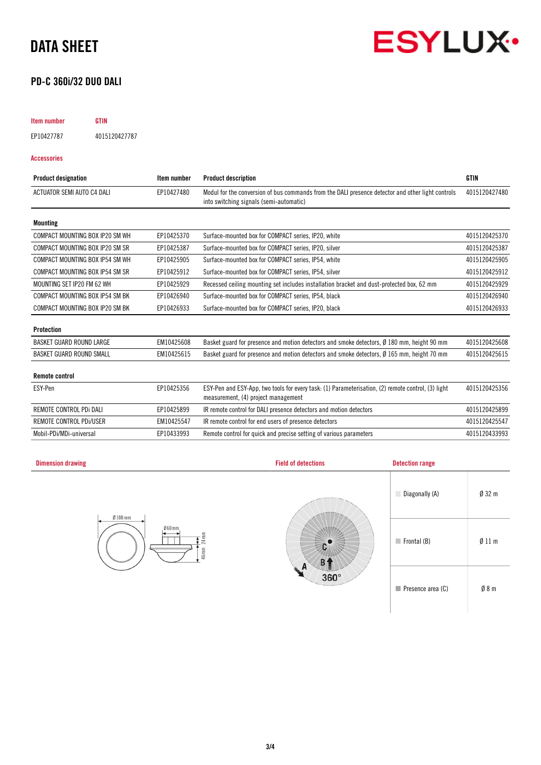# DATA SHEET

## PD-C 360i/32 DUO DALI

| Item number | GTIN |
|---|---|
| EP10427787 | 4015120427787 |

### Accessories

| Product designation | Item number | Product description | GTIN |
|---|---|---|---|
| ACTUATOR SEMI AUTO C4 DALI | EP10427480 | Modul for the conversion of bus commands from the DALI presence detector and other light controls into switching signals (semi-automatic) | 4015120427480 |
| **Mounting** | | | |
| COMPACT MOUNTING BOX IP20 SM WH | EP10425370 | Surface-mounted box for COMPACT series, IP20, white | 4015120425370 |
| COMPACT MOUNTING BOX IP20 SM SR | EP10425387 | Surface-mounted box for COMPACT series, IP20, silver | 4015120425387 |
| COMPACT MOUNTING BOX IP54 SM WH | EP10425905 | Surface-mounted box for COMPACT series, IP54, white | 4015120425905 |
| COMPACT MOUNTING BOX IP54 SM SR | EP10425912 | Surface-mounted box for COMPACT series, IP54, silver | 4015120425912 |
| MOUNTING SET IP20 FM 62 WH | EP10425929 | Recessed ceiling mounting set includes installation bracket and dust-protected box, 62 mm | 4015120425929 |
| COMPACT MOUNTING BOX IP54 SM BK | EP10426940 | Surface-mounted box for COMPACT series, IP54, black | 4015120426940 |
| COMPACT MOUNTING BOX IP20 SM BK | EP10426933 | Surface-mounted box for COMPACT series, IP20, black | 4015120426933 |
| **Protection** | | | |
| BASKET GUARD ROUND LARGE | EM10425608 | Basket guard for presence and motion detectors and smoke detectors, Ø 180 mm, height 90 mm | 4015120425608 |
| BASKET GUARD ROUND SMALL | EM10425615 | Basket guard for presence and motion detectors and smoke detectors, Ø 165 mm, height 70 mm | 4015120425615 |
| **Remote control** | | | |
| ESY-Pen | EP10425356 | ESY-Pen and ESY-App, two tools for every task: (1) Parameterisation, (2) remote control, (3) light measurement, (4) project management | 4015120425356 |
| REMOTE CONTROL PDi DALI | EP10425899 | IR remote control for DALI presence detectors and motion detectors | 4015120425899 |
| REMOTE CONTROL PDi/USER | EM10425547 | IR remote control for end users of presence detectors | 4015120425547 |
| Mobil-PDi/MDi-universal | EP10433993 | Remote control for quick and precise setting of various parameters | 4015120433993 |

### Dimension drawing

Ø 108 mm, Ø 60 mm, 24 mm, 46 mm

### Field of detections

A, B, C, 360°

### Detection range

| | |
|---|---|
| Diagonally (A) | Ø 32 m |
| Frontal (B) | Ø 11 m |
| Presence area (C) | Ø 8 m |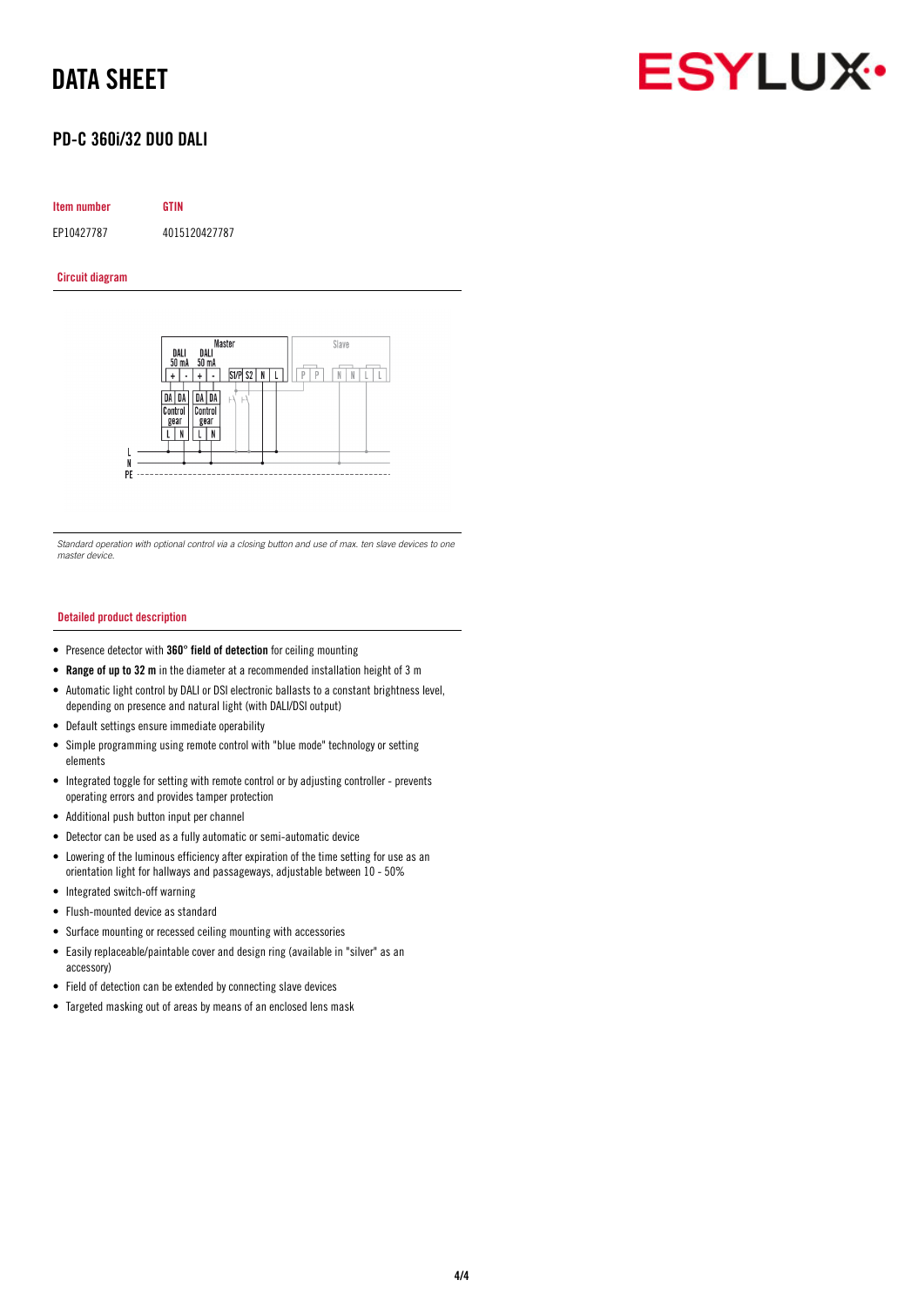# DATA SHEET

ESYLUX

## PD-C 360i/32 DUO DALI

| Item number | GTIN |
|---|---|
| EP10427787 | 4015120427787 |

### Circuit diagram

Master
DALI 50 mA
DALI 50 mA
+ - + - S1/P S2 N L
DA DA Control gear L N
DA DA Control gear L N
Slave
P P N N L L
L
N
PE

*Standard operation with optional control via a closing button and use of max. ten slave devices to one master device.*

### Detailed product description

- Presence detector with **360° field of detection** for ceiling mounting
- **Range of up to 32 m** in the diameter at a recommended installation height of 3 m
- Automatic light control by DALI or DSI electronic ballasts to a constant brightness level, depending on presence and natural light (with DALI/DSI output)
- Default settings ensure immediate operability
- Simple programming using remote control with "blue mode" technology or setting elements
- Integrated toggle for setting with remote control or by adjusting controller - prevents operating errors and provides tamper protection
- Additional push button input per channel
- Detector can be used as a fully automatic or semi-automatic device
- Lowering of the luminous efficiency after expiration of the time setting for use as an orientation light for hallways and passageways, adjustable between 10 - 50%
- Integrated switch-off warning
- Flush-mounted device as standard
- Surface mounting or recessed ceiling mounting with accessories
- Easily replaceable/paintable cover and design ring (available in "silver" as an accessory)
- Field of detection can be extended by connecting slave devices
- Targeted masking out of areas by means of an enclosed lens mask